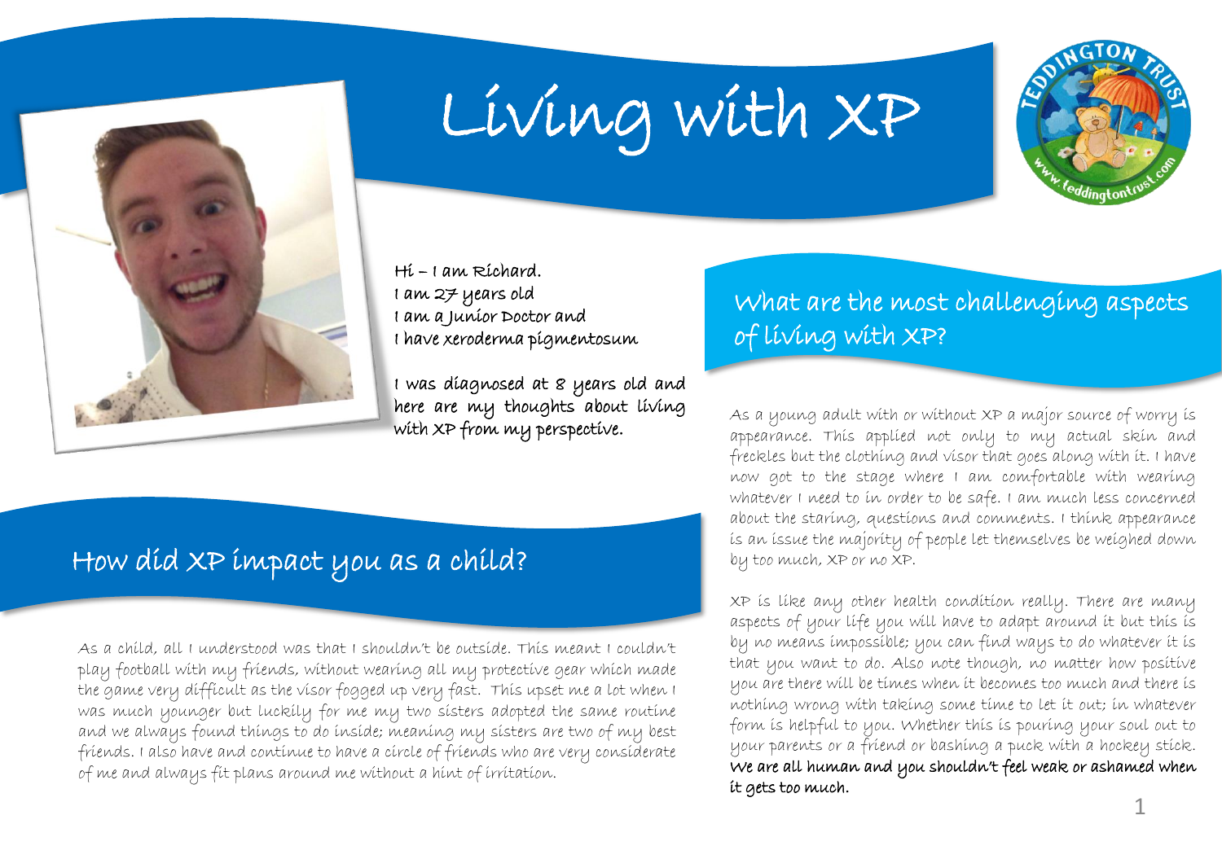# Living with XP

Hi – I am Richard.
I am 27 years old
I am a Junior Doctor and
I have xeroderma pigmentosum

I was diagnosed at 8 years old and here are my thoughts about living with XP from my perspective.

## How did XP impact you as a child?

As a child, all I understood was that I shouldn't be outside. This meant I couldn't play football with my friends, without wearing all my protective gear which made the game very difficult as the visor fogged up very fast. This upset me a lot when I was much younger but luckily for me my two sisters adopted the same routine and we always found things to do inside; meaning my sisters are two of my best friends. I also have and continue to have a circle of friends who are very considerate of me and always fit plans around me without a hint of irritation.

## What are the most challenging aspects of living with XP?

As a young adult with or without XP a major source of worry is appearance. This applied not only to my actual skin and freckles but the clothing and visor that goes along with it. I have now got to the stage where I am comfortable with wearing whatever I need to in order to be safe. I am much less concerned about the staring, questions and comments. I think appearance is an issue the majority of people let themselves be weighed down by too much, XP or no XP.

XP is like any other health condition really. There are many aspects of your life you will have to adapt around it but this is by no means impossible; you can find ways to do whatever it is that you want to do. Also note though, no matter how positive you are there will be times when it becomes too much and there is nothing wrong with taking some time to let it out; in whatever form is helpful to you. Whether this is pouring your soul out to your parents or a friend or bashing a puck with a hockey stick. **We are all human and you shouldn't feel weak or ashamed when it gets too much.**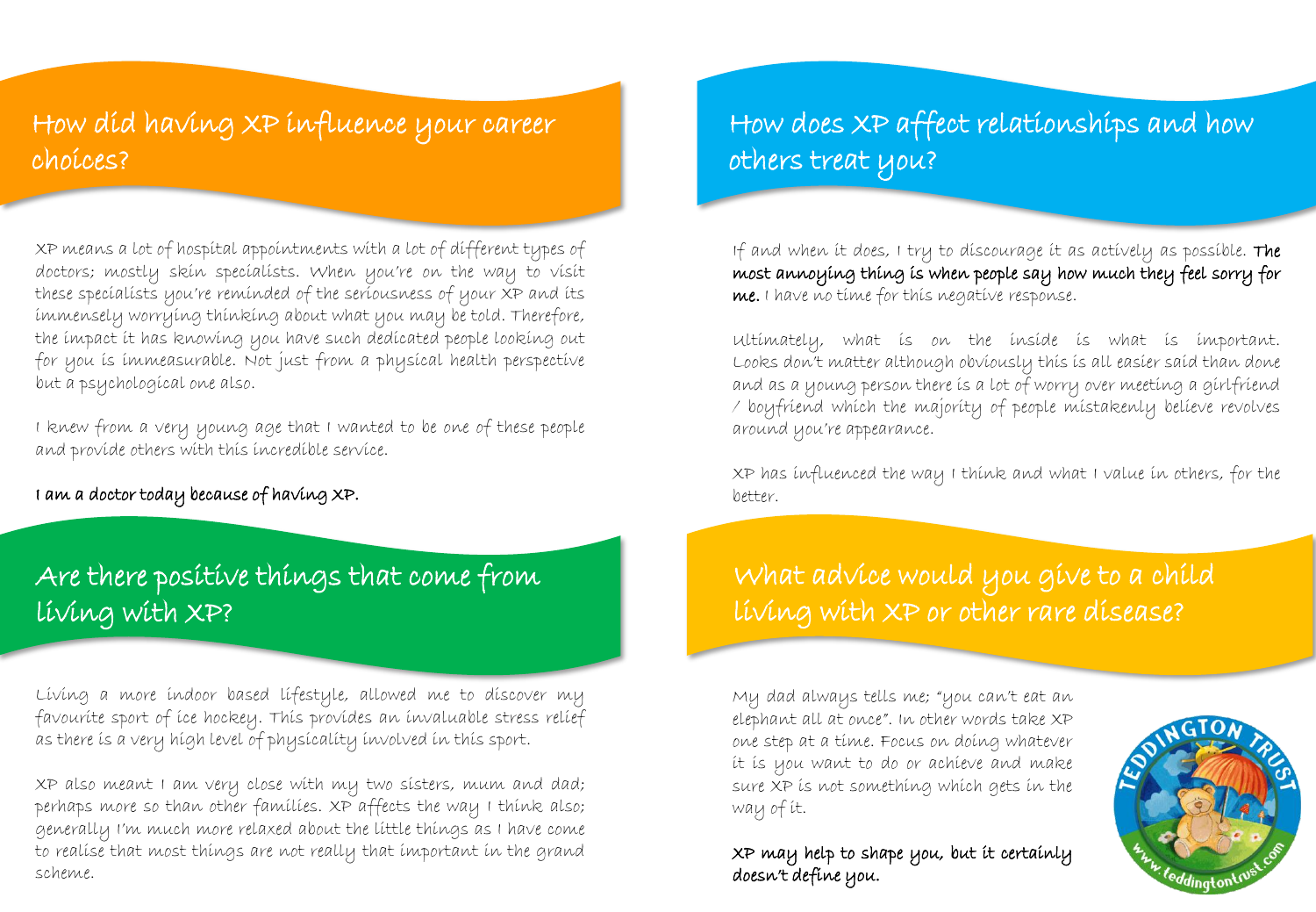## How did having XP influence your career choices?

XP means a lot of hospital appointments with a lot of different types of doctors; mostly skin specialists. When you're on the way to visit these specialists you're reminded of the seriousness of your XP and its immensely worrying thinking about what you may be told. Therefore, the impact it has knowing you have such dedicated people looking out for you is immeasurable. Not just from a physical health perspective but a psychological one also.

I knew from a very young age that I wanted to be one of these people and provide others with this incredible service.

**I am a doctor today because of having XP.**

## Are there positive things that come from living with XP?

Living a more indoor based lifestyle, allowed me to discover my favourite sport of ice hockey. This provides an invaluable stress relief as there is a very high level of physicality involved in this sport.

XP also meant I am very close with my two sisters, mum and dad; perhaps more so than other families. XP affects the way I think also; generally I'm much more relaxed about the little things as I have come to realise that most things are not really that important in the grand scheme.

## How does XP affect relationships and how others treat you?

If and when it does, I try to discourage it as actively as possible. **The most annoying thing is when people say how much they feel sorry for me.** I have no time for this negative response.

Ultimately, what is on the inside is what is important. Looks don't matter although obviously this is all easier said than done and as a young person there is a lot of worry over meeting a girlfriend / boyfriend which the majority of people mistakenly believe revolves around you're appearance.

XP has influenced the way I think and what I value in others, for the better.

## What advice would you give to a child living with XP or other rare disease?

My dad always tells me; "you can't eat an elephant all at once". In other words take XP one step at a time. Focus on doing whatever it is you want to do or achieve and make sure XP is not something which gets in the way of it.

**XP may help to shape you, but it certainly doesn't define you.**

TEDDINGTON TRUST
www.teddingtontrust.com